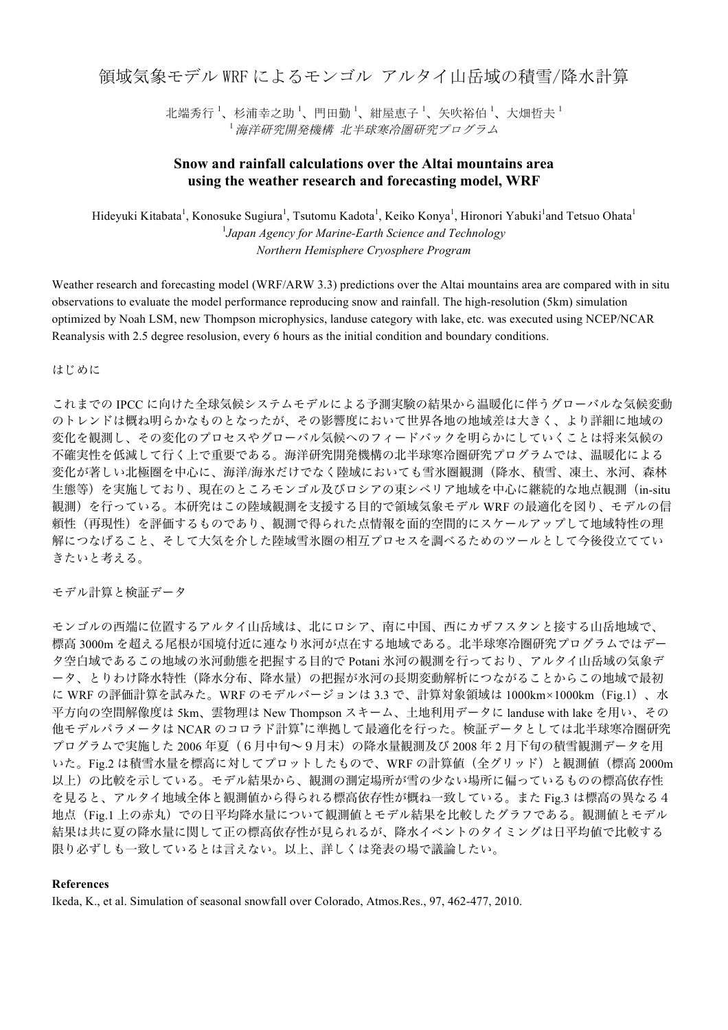# 領域気象モデル WRF によるモンゴル アルタイ山岳域の積雪/降水計算

北端秀行[1]、杉浦幸之助[1]、門田勤[1]、紺屋恵子[1]、矢吹裕伯[1]、大畑哲夫[1]

[1] *海洋研究開発機構 北半球寒冷圏研究プログラム*

## Snow and rainfall calculations over the Altai mountains area using the weather research and forecasting model, WRF

Hideyuki Kitabata[1], Konosuke Sugiura[1], Tsutomu Kadota[1], Keiko Konya[1], Hironori Yabuki[1] and Tetsuo Ohata[1]

[1] *Japan Agency for Marine-Earth Science and Technology*
*Northern Hemisphere Cryosphere Program*

Weather research and forecasting model (WRF/ARW 3.3) predictions over the Altai mountains area are compared with in situ observations to evaluate the model performance reproducing snow and rainfall. The high-resolution (5km) simulation optimized by Noah LSM, new Thompson microphysics, landuse category with lake, etc. was executed using NCEP/NCAR Reanalysis with 2.5 degree resolusion, every 6 hours as the initial condition and boundary conditions.

はじめに

これまでの IPCC に向けた全球気候システムモデルによる予測実験の結果から温暖化に伴うグローバルな気候変動のトレンドは概ね明らかなものとなったが、その影響度において世界各地の地域差は大きく、より詳細に地域の変化を観測し、その変化のプロセスやグローバル気候へのフィードバックを明らかにしていくことは将来気候の不確実性を低減して行く上で重要である。海洋研究開発機構の北半球寒冷圏研究プログラムでは、温暖化による変化が著しい北極圏を中心に、海洋/海氷だけでなく陸域においても雪氷圏観測（降水、積雪、凍土、氷河、森林生態等）を実施しており、現在のところモンゴル及びロシアの東シベリア地域を中心に継続的な地点観測（in-situ 観測）を行っている。本研究はこの陸域観測を支援する目的で領域気象モデル WRF の最適化を図り、モデルの信頼性（再現性）を評価するものであり、観測で得られた点情報を面的空間的にスケールアップして地域特性の理解につなげること、そして大気を介した陸域雪氷圏の相互プロセスを調べるためのツールとして今後役立てていきたいと考える。

モデル計算と検証データ

モンゴルの西端に位置するアルタイ山岳域は、北にロシア、南に中国、西にカザフスタンと接する山岳地域で、標高 3000m を超える尾根が国境付近に連なり氷河が点在する地域である。北半球寒冷圏研究プログラムではデータ空白域であるこの地域の氷河動態を把握する目的で Potani 氷河の観測を行っており、アルタイ山岳域の気象データ、とりわけ降水特性（降水分布、降水量）の把握が氷河の長期変動解析につながることからこの地域で最初に WRF の評価計算を試みた。WRF のモデルバージョンは 3.3 で、計算対象領域は 1000km×1000km（Fig.1）、水平方向の空間解像度は 5km、雲物理は New Thompson スキーム、土地利用データに landuse with lake を用い、その他モデルパラメータは NCAR のコロラド計算*に準拠して最適化を行った。検証データとしては北半球寒冷圏研究プログラムで実施した 2006 年夏（６月中旬〜９月末）の降水量観測及び 2008 年 2 月下旬の積雪観測データを用いた。Fig.2 は積雪水量を標高に対してプロットしたもので、WRF の計算値（全グリッド）と観測値（標高 2000m 以上）の比較を示している。モデル結果から、観測の測定場所が雪の少ない場所に偏っているものの標高依存性を見ると、アルタイ地域全体と観測値から得られる標高依存性が概ね一致している。また Fig.3 は標高の異なる 4 地点（Fig.1 上の赤丸）での日平均降水量について観測値とモデル結果を比較したグラフである。観測値とモデル結果は共に夏の降水量に関して正の標高依存性が見られるが、降水イベントのタイミングは日平均値で比較する限り必ずしも一致しているとは言えない。以上、詳しくは発表の場で議論したい。

**References**

Ikeda, K., et al. Simulation of seasonal snowfall over Colorado, Atmos.Res., 97, 462-477, 2010.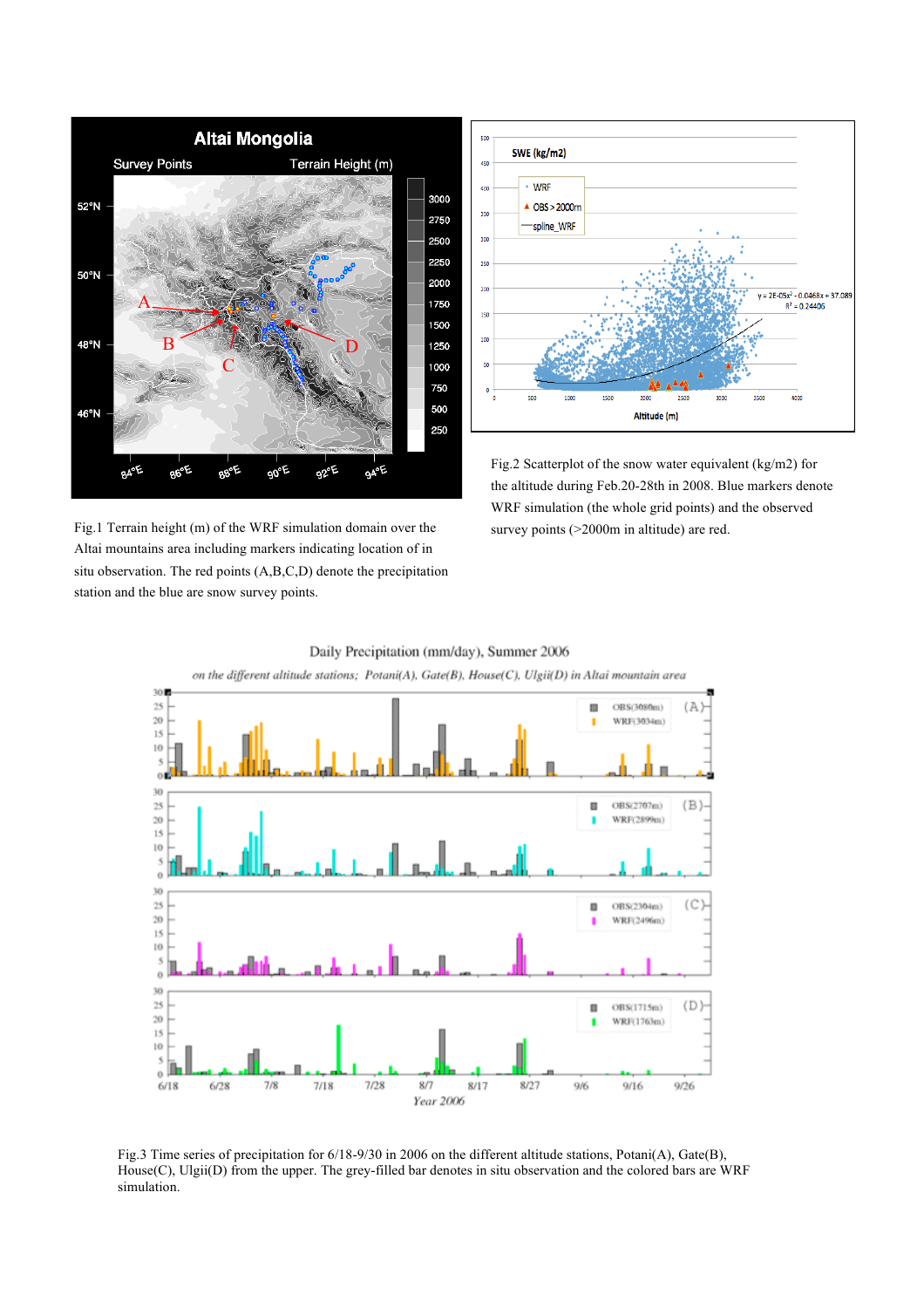Altai Mongolia

Survey Points

Terrain Height (m)

3000
2750
2500
2250
2000
1750
1500
1250
1000
750
500
250

52°N
50°N
48°N
46°N

84°E 86°E 88°E 90°E 92°E 94°E

A
B
C
D

Fig.1 Terrain height (m) of the WRF simulation domain over the Altai mountains area including markers indicating location of in situ observation. The red points (A,B,C,D) denote the precipitation station and the blue are snow survey points.

SWE (kg/m2)

WRF
OBS > 2000m
spline_WRF

$y = 2E\text{-}05x^2 - 0.0468x + 37.089$
$R^2 = 0.24406$

Altitude (m)

Fig.2 Scatterplot of the snow water equivalent (kg/m2) for the altitude during Feb.20-28th in 2008. Blue markers denote WRF simulation (the whole grid points) and the observed survey points (>2000m in altitude) are red.

Daily Precipitation (mm/day), Summer 2006

*on the different altitude stations; Potani(A), Gate(B), House(C), Ulgii(D) in Altai mountain area*

OBS(3080m)
WRF(3034m)
(A)

OBS(2707m)
WRF(2899m)
(B)

OBS(2304m)
WRF(2496m)
(C)

OBS(1715m)
WRF(1763m)
(D)

6/18 6/28 7/8 7/18 7/28 8/7 8/17 8/27 9/6 9/16 9/26

*Year 2006*

Fig.3 Time series of precipitation for 6/18-9/30 in 2006 on the different altitude stations, Potani(A), Gate(B), House(C), Ulgii(D) from the upper. The grey-filled bar denotes in situ observation and the colored bars are WRF simulation.